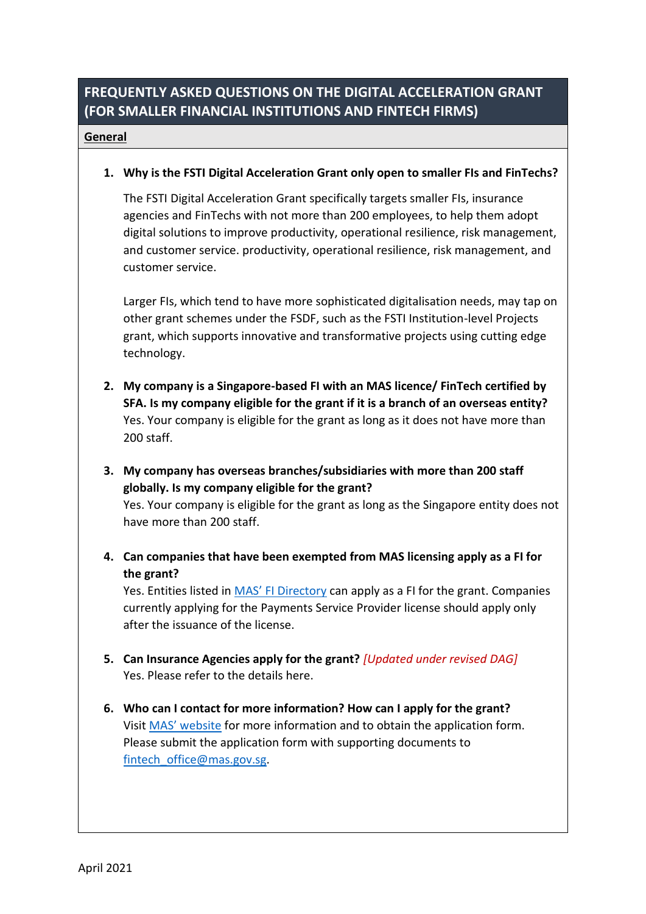# FREQUENTLY ASKED QUESTIONS ON THE DIGITAL ACCELERATION GRANT (FOR SMALLER FINANCIAL INSTITUTIONS AND FINTECH FIRMS)

## General

1. **Why is the FSTI Digital Acceleration Grant only open to smaller FIs and FinTechs?**

   The FSTI Digital Acceleration Grant specifically targets smaller FIs, insurance agencies and FinTechs with not more than 200 employees, to help them adopt digital solutions to improve productivity, operational resilience, risk management, and customer service. productivity, operational resilience, risk management, and customer service.

   Larger FIs, which tend to have more sophisticated digitalisation needs, may tap on other grant schemes under the FSDF, such as the FSTI Institution-level Projects grant, which supports innovative and transformative projects using cutting edge technology.

2. **My company is a Singapore-based FI with an MAS licence/ FinTech certified by SFA. Is my company eligible for the grant if it is a branch of an overseas entity?**
   Yes. Your company is eligible for the grant as long as it does not have more than 200 staff.

3. **My company has overseas branches/subsidiaries with more than 200 staff globally. Is my company eligible for the grant?**
   Yes. Your company is eligible for the grant as long as the Singapore entity does not have more than 200 staff.

4. **Can companies that have been exempted from MAS licensing apply as a FI for the grant?**
   Yes. Entities listed in MAS' FI Directory can apply as a FI for the grant. Companies currently applying for the Payments Service Provider license should apply only after the issuance of the license.

5. **Can Insurance Agencies apply for the grant?** *[Updated under revised DAG]*
   Yes. Please refer to the details here.

6. **Who can I contact for more information? How can I apply for the grant?**
   Visit MAS' website for more information and to obtain the application form. Please submit the application form with supporting documents to fintech_office@mas.gov.sg.

April 2021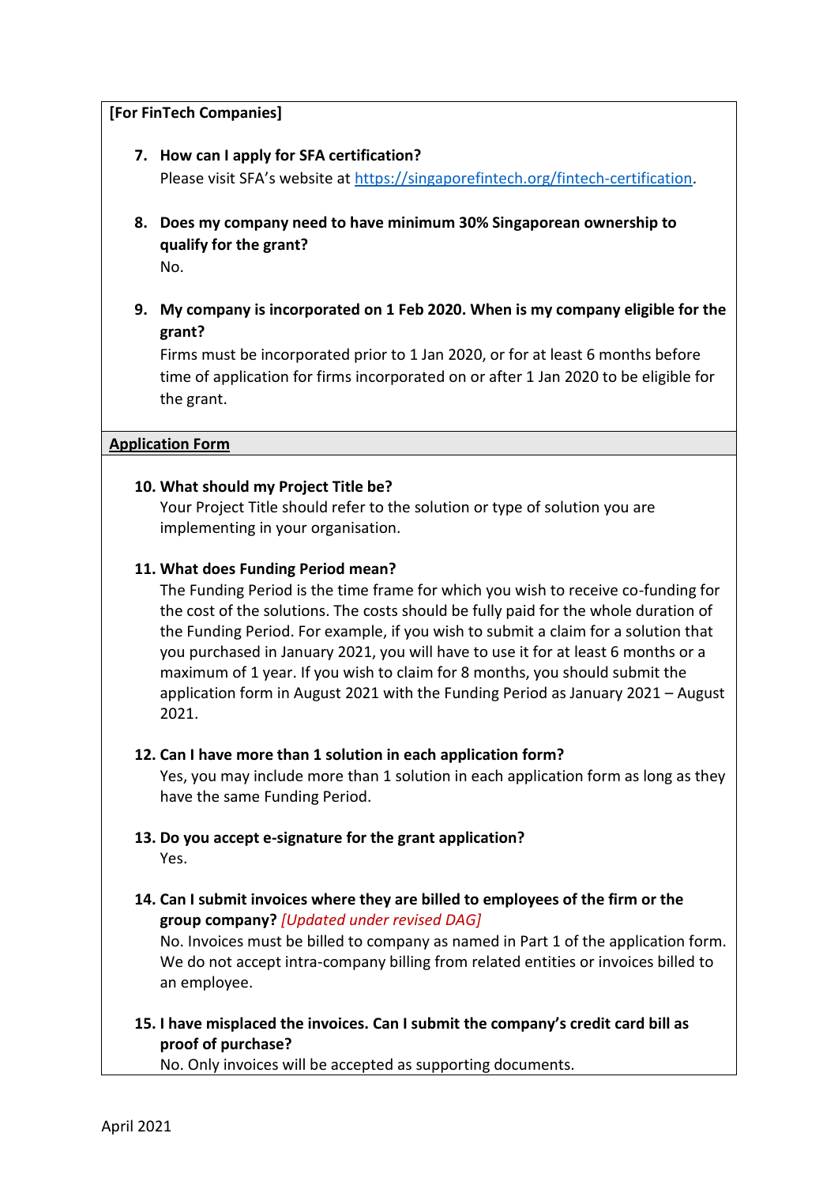**[For FinTech Companies]**

7. **How can I apply for SFA certification?**
   Please visit SFA's website at [https://singaporefintech.org/fintech-certification](https://singaporefintech.org/fintech-certification).

8. **Does my company need to have minimum 30% Singaporean ownership to qualify for the grant?**
   No.

9. **My company is incorporated on 1 Feb 2020. When is my company eligible for the grant?**
   Firms must be incorporated prior to 1 Jan 2020, or for at least 6 months before time of application for firms incorporated on or after 1 Jan 2020 to be eligible for the grant.

## Application Form

10. **What should my Project Title be?**
    Your Project Title should refer to the solution or type of solution you are implementing in your organisation.

11. **What does Funding Period mean?**
    The Funding Period is the time frame for which you wish to receive co-funding for the cost of the solutions. The costs should be fully paid for the whole duration of the Funding Period. For example, if you wish to submit a claim for a solution that you purchased in January 2021, you will have to use it for at least 6 months or a maximum of 1 year. If you wish to claim for 8 months, you should submit the application form in August 2021 with the Funding Period as January 2021 – August 2021.

12. **Can I have more than 1 solution in each application form?**
    Yes, you may include more than 1 solution in each application form as long as they have the same Funding Period.

13. **Do you accept e-signature for the grant application?**
    Yes.

14. **Can I submit invoices where they are billed to employees of the firm or the group company?** *[Updated under revised DAG]*
    No. Invoices must be billed to company as named in Part 1 of the application form. We do not accept intra-company billing from related entities or invoices billed to an employee.

15. **I have misplaced the invoices. Can I submit the company's credit card bill as proof of purchase?**
    No. Only invoices will be accepted as supporting documents.

April 2021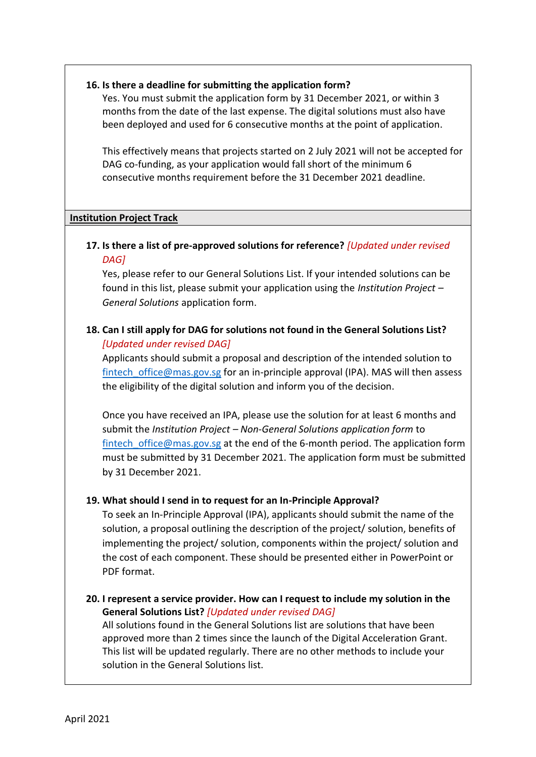**16. Is there a deadline for submitting the application form?**

Yes. You must submit the application form by 31 December 2021, or within 3 months from the date of the last expense. The digital solutions must also have been deployed and used for 6 consecutive months at the point of application.

This effectively means that projects started on 2 July 2021 will not be accepted for DAG co-funding, as your application would fall short of the minimum 6 consecutive months requirement before the 31 December 2021 deadline.

## Institution Project Track

**17. Is there a list of pre-approved solutions for reference?** *[Updated under revised DAG]*

Yes, please refer to our General Solutions List. If your intended solutions can be found in this list, please submit your application using the *Institution Project – General Solutions* application form.

**18. Can I still apply for DAG for solutions not found in the General Solutions List?** *[Updated under revised DAG]*

Applicants should submit a proposal and description of the intended solution to fintech_office@mas.gov.sg for an in-principle approval (IPA). MAS will then assess the eligibility of the digital solution and inform you of the decision.

Once you have received an IPA, please use the solution for at least 6 months and submit the *Institution Project – Non-General Solutions application form* to fintech_office@mas.gov.sg at the end of the 6-month period. The application form must be submitted by 31 December 2021. The application form must be submitted by 31 December 2021.

**19. What should I send in to request for an In-Principle Approval?**

To seek an In-Principle Approval (IPA), applicants should submit the name of the solution, a proposal outlining the description of the project/ solution, benefits of implementing the project/ solution, components within the project/ solution and the cost of each component. These should be presented either in PowerPoint or PDF format.

**20. I represent a service provider. How can I request to include my solution in the General Solutions List?** *[Updated under revised DAG]*

All solutions found in the General Solutions list are solutions that have been approved more than 2 times since the launch of the Digital Acceleration Grant. This list will be updated regularly. There are no other methods to include your solution in the General Solutions list.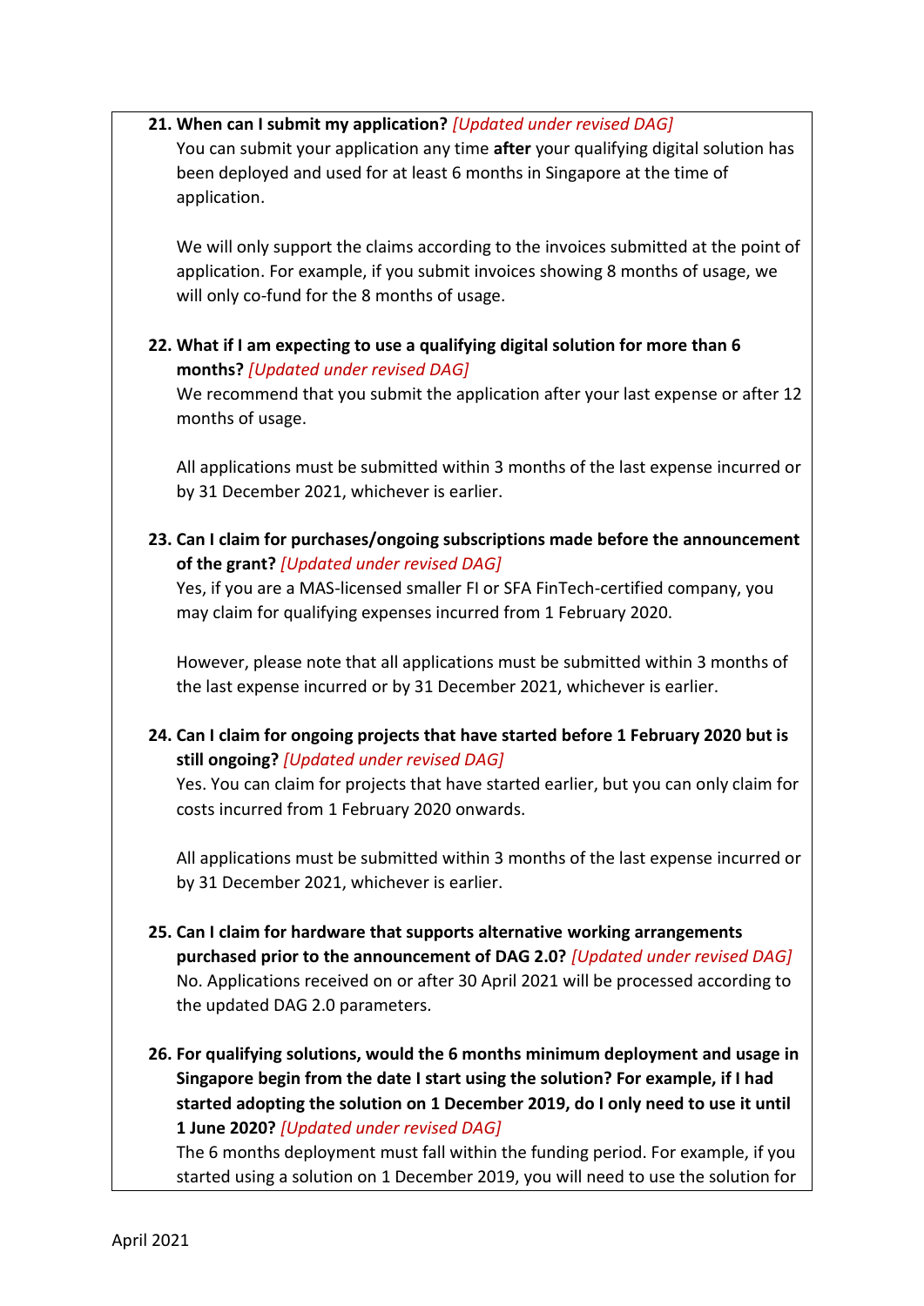**21. When can I submit my application?** *[Updated under revised DAG]*

You can submit your application any time **after** your qualifying digital solution has been deployed and used for at least 6 months in Singapore at the time of application.

We will only support the claims according to the invoices submitted at the point of application. For example, if you submit invoices showing 8 months of usage, we will only co-fund for the 8 months of usage.

**22. What if I am expecting to use a qualifying digital solution for more than 6 months?** *[Updated under revised DAG]*

We recommend that you submit the application after your last expense or after 12 months of usage.

All applications must be submitted within 3 months of the last expense incurred or by 31 December 2021, whichever is earlier.

**23. Can I claim for purchases/ongoing subscriptions made before the announcement of the grant?** *[Updated under revised DAG]*

Yes, if you are a MAS-licensed smaller FI or SFA FinTech-certified company, you may claim for qualifying expenses incurred from 1 February 2020.

However, please note that all applications must be submitted within 3 months of the last expense incurred or by 31 December 2021, whichever is earlier.

**24. Can I claim for ongoing projects that have started before 1 February 2020 but is still ongoing?** *[Updated under revised DAG]*

Yes. You can claim for projects that have started earlier, but you can only claim for costs incurred from 1 February 2020 onwards.

All applications must be submitted within 3 months of the last expense incurred or by 31 December 2021, whichever is earlier.

**25. Can I claim for hardware that supports alternative working arrangements purchased prior to the announcement of DAG 2.0?** *[Updated under revised DAG]*

No. Applications received on or after 30 April 2021 will be processed according to the updated DAG 2.0 parameters.

**26. For qualifying solutions, would the 6 months minimum deployment and usage in Singapore begin from the date I start using the solution? For example, if I had started adopting the solution on 1 December 2019, do I only need to use it until 1 June 2020?** *[Updated under revised DAG]*

The 6 months deployment must fall within the funding period. For example, if you started using a solution on 1 December 2019, you will need to use the solution for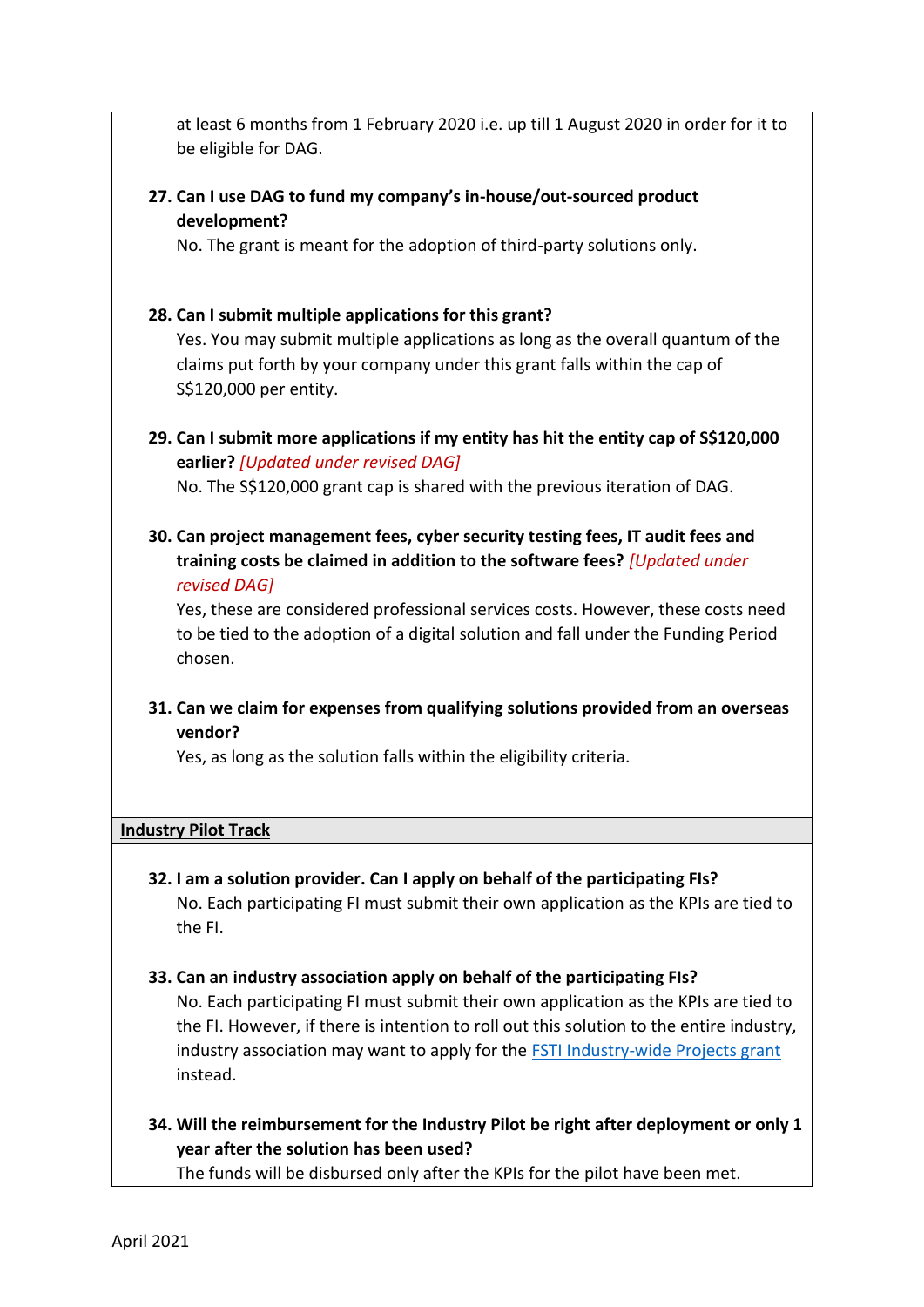at least 6 months from 1 February 2020 i.e. up till 1 August 2020 in order for it to be eligible for DAG.

**27. Can I use DAG to fund my company's in-house/out-sourced product development?**

No. The grant is meant for the adoption of third-party solutions only.

**28. Can I submit multiple applications for this grant?**

Yes. You may submit multiple applications as long as the overall quantum of the claims put forth by your company under this grant falls within the cap of S$120,000 per entity.

**29. Can I submit more applications if my entity has hit the entity cap of S$120,000 earlier?** *[Updated under revised DAG]*

No. The S$120,000 grant cap is shared with the previous iteration of DAG.

**30. Can project management fees, cyber security testing fees, IT audit fees and training costs be claimed in addition to the software fees?** *[Updated under revised DAG]*

Yes, these are considered professional services costs. However, these costs need to be tied to the adoption of a digital solution and fall under the Funding Period chosen.

**31. Can we claim for expenses from qualifying solutions provided from an overseas vendor?**

Yes, as long as the solution falls within the eligibility criteria.

## Industry Pilot Track

**32. I am a solution provider. Can I apply on behalf of the participating FIs?**

No. Each participating FI must submit their own application as the KPIs are tied to the FI.

**33. Can an industry association apply on behalf of the participating FIs?**

No. Each participating FI must submit their own application as the KPIs are tied to the FI. However, if there is intention to roll out this solution to the entire industry, industry association may want to apply for the FSTI Industry-wide Projects grant instead.

**34. Will the reimbursement for the Industry Pilot be right after deployment or only 1 year after the solution has been used?**

The funds will be disbursed only after the KPIs for the pilot have been met.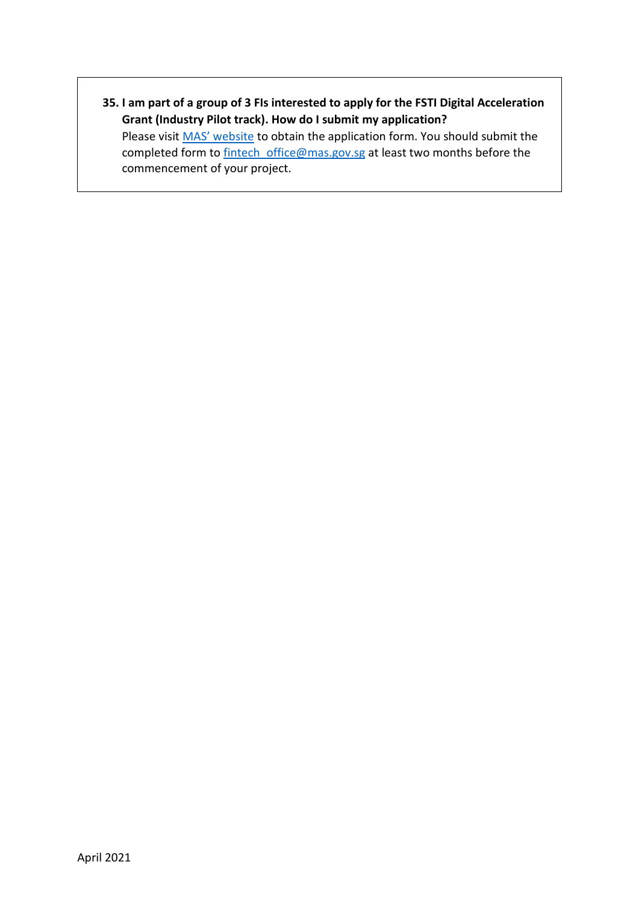**35. I am part of a group of 3 FIs interested to apply for the FSTI Digital Acceleration Grant (Industry Pilot track). How do I submit my application?**

Please visit [MAS' website]() to obtain the application form. You should submit the completed form to [fintech_office@mas.gov.sg](mailto:fintech_office@mas.gov.sg) at least two months before the commencement of your project.

April 2021